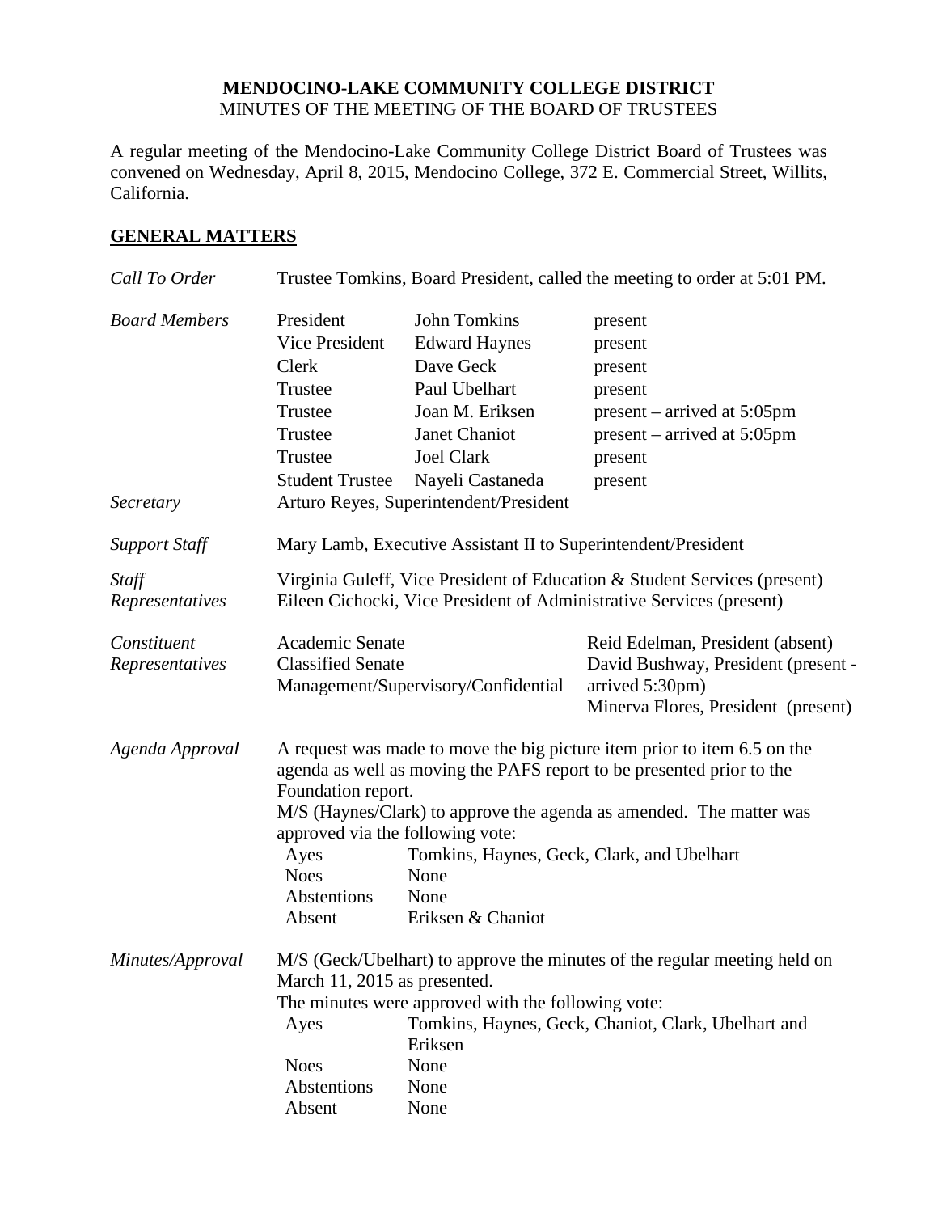**MENDOCINO-LAKE COMMUNITY COLLEGE DISTRICT**
MINUTES OF THE MEETING OF THE BOARD OF TRUSTEES

A regular meeting of the Mendocino-Lake Community College District Board of Trustees was convened on Wednesday, April 8, 2015, Mendocino College, 372 E. Commercial Street, Willits, California.

## GENERAL MATTERS

*Call To Order* — Trustee Tomkins, Board President, called the meeting to order at 5:01 PM.

*Board Members*

| | | |
|---|---|---|
| President | John Tomkins | present |
| Vice President | Edward Haynes | present |
| Clerk | Dave Geck | present |
| Trustee | Paul Ubelhart | present |
| Trustee | Joan M. Eriksen | present – arrived at 5:05pm |
| Trustee | Janet Chaniot | present – arrived at 5:05pm |
| Trustee | Joel Clark | present |
| Student Trustee | Nayeli Castaneda | present |

*Secretary* — Arturo Reyes, Superintendent/President

*Support Staff* — Mary Lamb, Executive Assistant II to Superintendent/President

*Staff Representatives* — Virginia Guleff, Vice President of Education & Student Services (present); Eileen Cichocki, Vice President of Administrative Services (present)

*Constituent Representatives*

| | |
|---|---|
| Academic Senate | Reid Edelman, President (absent) |
| Classified Senate | David Bushway, President (present - arrived 5:30pm) |
| Management/Supervisory/Confidential | Minerva Flores, President (present) |

*Agenda Approval* — A request was made to move the big picture item prior to item 6.5 on the agenda as well as moving the PAFS report to be presented prior to the Foundation report.

M/S (Haynes/Clark) to approve the agenda as amended. The matter was approved via the following vote:

| | |
|---|---|
| Ayes | Tomkins, Haynes, Geck, Clark, and Ubelhart |
| Noes | None |
| Abstentions | None |
| Absent | Eriksen & Chaniot |

*Minutes/Approval* — M/S (Geck/Ubelhart) to approve the minutes of the regular meeting held on March 11, 2015 as presented.

The minutes were approved with the following vote:

| | |
|---|---|
| Ayes | Tomkins, Haynes, Geck, Chaniot, Clark, Ubelhart and Eriksen |
| Noes | None |
| Abstentions | None |
| Absent | None |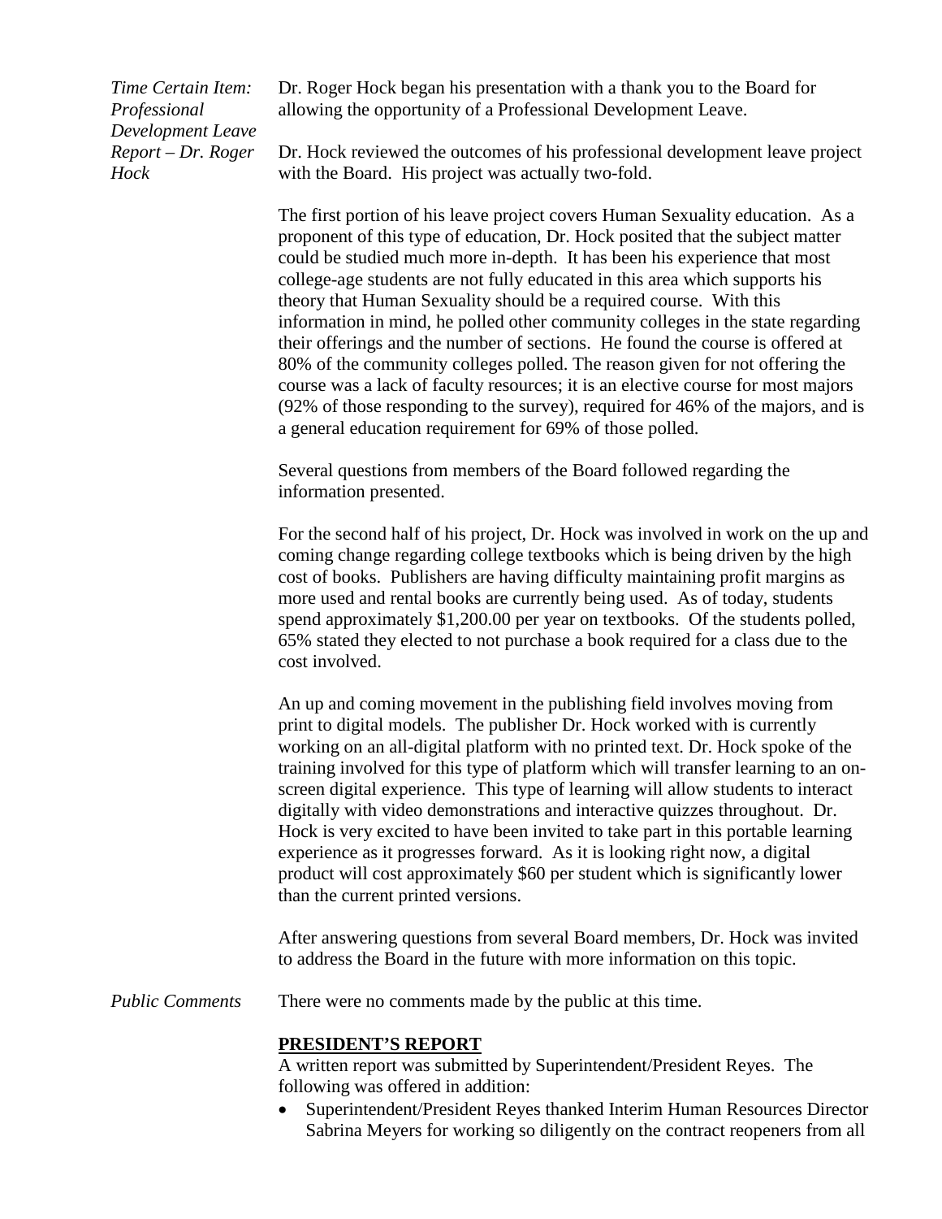*Time Certain Item: Professional Development Leave Report – Dr. Roger Hock*

Dr. Roger Hock began his presentation with a thank you to the Board for allowing the opportunity of a Professional Development Leave.

Dr. Hock reviewed the outcomes of his professional development leave project with the Board. His project was actually two-fold.

The first portion of his leave project covers Human Sexuality education. As a proponent of this type of education, Dr. Hock posited that the subject matter could be studied much more in-depth. It has been his experience that most college-age students are not fully educated in this area which supports his theory that Human Sexuality should be a required course. With this information in mind, he polled other community colleges in the state regarding their offerings and the number of sections. He found the course is offered at 80% of the community colleges polled. The reason given for not offering the course was a lack of faculty resources; it is an elective course for most majors (92% of those responding to the survey), required for 46% of the majors, and is a general education requirement for 69% of those polled.

Several questions from members of the Board followed regarding the information presented.

For the second half of his project, Dr. Hock was involved in work on the up and coming change regarding college textbooks which is being driven by the high cost of books. Publishers are having difficulty maintaining profit margins as more used and rental books are currently being used. As of today, students spend approximately $1,200.00 per year on textbooks. Of the students polled, 65% stated they elected to not purchase a book required for a class due to the cost involved.

An up and coming movement in the publishing field involves moving from print to digital models. The publisher Dr. Hock worked with is currently working on an all-digital platform with no printed text. Dr. Hock spoke of the training involved for this type of platform which will transfer learning to an on-screen digital experience. This type of learning will allow students to interact digitally with video demonstrations and interactive quizzes throughout. Dr. Hock is very excited to have been invited to take part in this portable learning experience as it progresses forward. As it is looking right now, a digital product will cost approximately $60 per student which is significantly lower than the current printed versions.

After answering questions from several Board members, Dr. Hock was invited to address the Board in the future with more information on this topic.

*Public Comments*

There were no comments made by the public at this time.

**PRESIDENT'S REPORT**

A written report was submitted by Superintendent/President Reyes. The following was offered in addition:

- Superintendent/President Reyes thanked Interim Human Resources Director Sabrina Meyers for working so diligently on the contract reopeners from all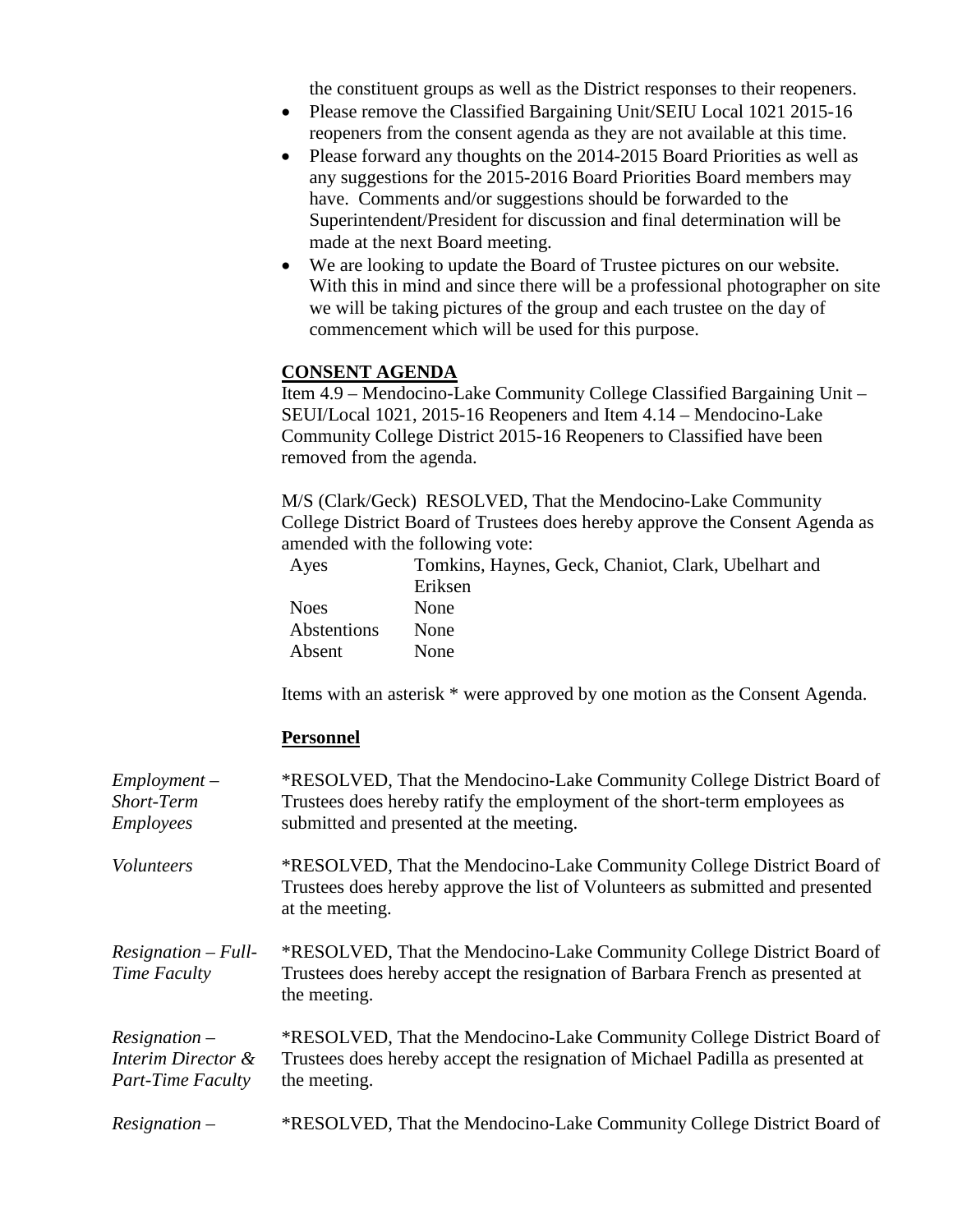the constituent groups as well as the District responses to their reopeners.

- Please remove the Classified Bargaining Unit/SEIU Local 1021 2015-16 reopeners from the consent agenda as they are not available at this time.
- Please forward any thoughts on the 2014-2015 Board Priorities as well as any suggestions for the 2015-2016 Board Priorities Board members may have. Comments and/or suggestions should be forwarded to the Superintendent/President for discussion and final determination will be made at the next Board meeting.
- We are looking to update the Board of Trustee pictures on our website. With this in mind and since there will be a professional photographer on site we will be taking pictures of the group and each trustee on the day of commencement which will be used for this purpose.

**CONSENT AGENDA**

Item 4.9 – Mendocino-Lake Community College Classified Bargaining Unit – SEUI/Local 1021, 2015-16 Reopeners and Item 4.14 – Mendocino-Lake Community College District 2015-16 Reopeners to Classified have been removed from the agenda.

M/S (Clark/Geck) RESOLVED, That the Mendocino-Lake Community College District Board of Trustees does hereby approve the Consent Agenda as amended with the following vote:

| | |
|---|---|
| Ayes | Tomkins, Haynes, Geck, Chaniot, Clark, Ubelhart and Eriksen |
| Noes | None |
| Abstentions | None |
| Absent | None |

Items with an asterisk * were approved by one motion as the Consent Agenda.

**Personnel**

*Employment – Short-Term Employees*

*RESOLVED, That the Mendocino-Lake Community College District Board of Trustees does hereby ratify the employment of the short-term employees as submitted and presented at the meeting.

*Volunteers*

*RESOLVED, That the Mendocino-Lake Community College District Board of Trustees does hereby approve the list of Volunteers as submitted and presented at the meeting.

*Resignation – Full-Time Faculty*

*RESOLVED, That the Mendocino-Lake Community College District Board of Trustees does hereby accept the resignation of Barbara French as presented at the meeting.

*Resignation – Interim Director & Part-Time Faculty*

*RESOLVED, That the Mendocino-Lake Community College District Board of Trustees does hereby accept the resignation of Michael Padilla as presented at the meeting.

*Resignation –*

*RESOLVED, That the Mendocino-Lake Community College District Board of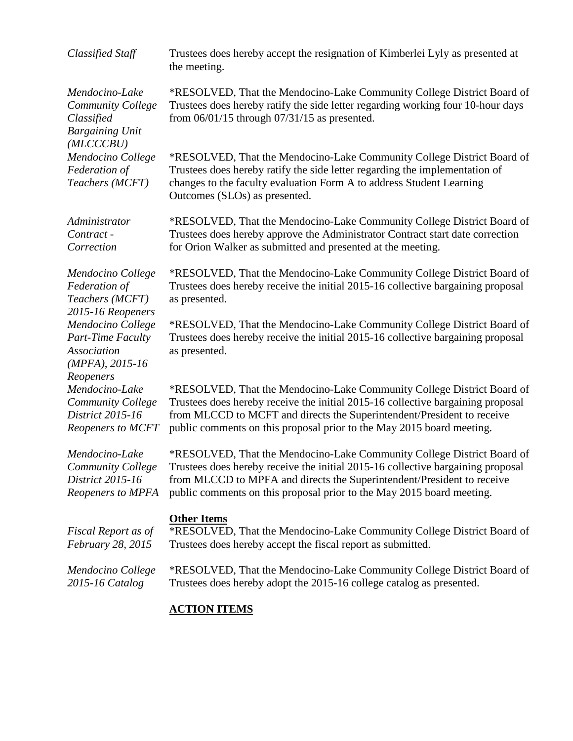*Classified Staff* Trustees does hereby accept the resignation of Kimberlei Lyly as presented at the meeting.

*Mendocino-Lake Community College Classified Bargaining Unit (MLCCCBU)* *RESOLVED, That the Mendocino-Lake Community College District Board of Trustees does hereby ratify the side letter regarding working four 10-hour days from 06/01/15 through 07/31/15 as presented.

*Mendocino College Federation of Teachers (MCFT)* *RESOLVED, That the Mendocino-Lake Community College District Board of Trustees does hereby ratify the side letter regarding the implementation of changes to the faculty evaluation Form A to address Student Learning Outcomes (SLOs) as presented.

*Administrator Contract - Correction* *RESOLVED, That the Mendocino-Lake Community College District Board of Trustees does hereby approve the Administrator Contract start date correction for Orion Walker as submitted and presented at the meeting.

*Mendocino College Federation of Teachers (MCFT) 2015-16 Reopeners* *RESOLVED, That the Mendocino-Lake Community College District Board of Trustees does hereby receive the initial 2015-16 collective bargaining proposal as presented.

*Mendocino College Part-Time Faculty Association (MPFA), 2015-16 Reopeners* *RESOLVED, That the Mendocino-Lake Community College District Board of Trustees does hereby receive the initial 2015-16 collective bargaining proposal as presented.

*Mendocino-Lake Community College District 2015-16 Reopeners to MCFT* *RESOLVED, That the Mendocino-Lake Community College District Board of Trustees does hereby receive the initial 2015-16 collective bargaining proposal from MLCCD to MCFT and directs the Superintendent/President to receive public comments on this proposal prior to the May 2015 board meeting.

*Mendocino-Lake Community College District 2015-16 Reopeners to MPFA* *RESOLVED, That the Mendocino-Lake Community College District Board of Trustees does hereby receive the initial 2015-16 collective bargaining proposal from MLCCD to MPFA and directs the Superintendent/President to receive public comments on this proposal prior to the May 2015 board meeting.

**Other Items**

*Fiscal Report as of February 28, 2015* *RESOLVED, That the Mendocino-Lake Community College District Board of Trustees does hereby accept the fiscal report as submitted.

*Mendocino College 2015-16 Catalog* *RESOLVED, That the Mendocino-Lake Community College District Board of Trustees does hereby adopt the 2015-16 college catalog as presented.

**ACTION ITEMS**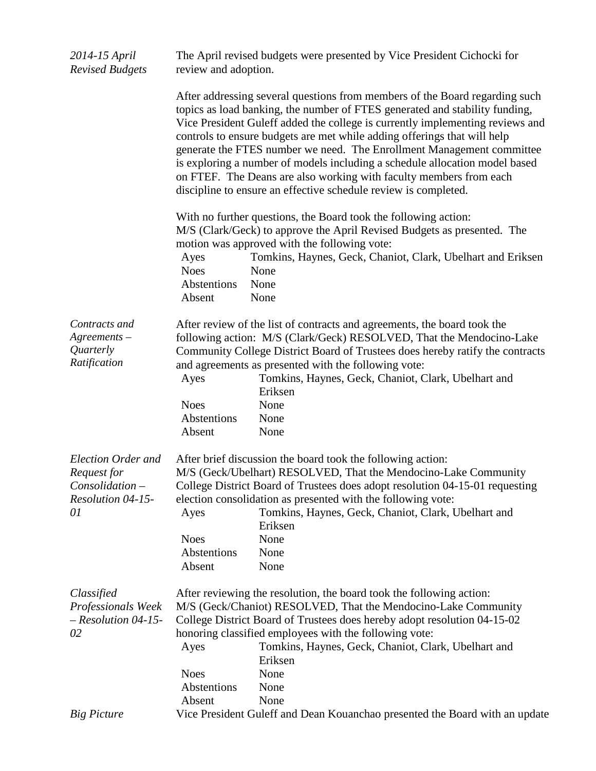*2014-15 April Revised Budgets*

The April revised budgets were presented by Vice President Cichocki for review and adoption.

After addressing several questions from members of the Board regarding such topics as load banking, the number of FTES generated and stability funding, Vice President Guleff added the college is currently implementing reviews and controls to ensure budgets are met while adding offerings that will help generate the FTES number we need. The Enrollment Management committee is exploring a number of models including a schedule allocation model based on FTEF. The Deans are also working with faculty members from each discipline to ensure an effective schedule review is completed.

With no further questions, the Board took the following action:
M/S (Clark/Geck) to approve the April Revised Budgets as presented. The motion was approved with the following vote:

| | |
|---|---|
| Ayes | Tomkins, Haynes, Geck, Chaniot, Clark, Ubelhart and Eriksen |
| Noes | None |
| Abstentions | None |
| Absent | None |

*Contracts and Agreements – Quarterly Ratification*

After review of the list of contracts and agreements, the board took the following action: M/S (Clark/Geck) RESOLVED, That the Mendocino-Lake Community College District Board of Trustees does hereby ratify the contracts and agreements as presented with the following vote:

| | |
|---|---|
| Ayes | Tomkins, Haynes, Geck, Chaniot, Clark, Ubelhart and Eriksen |
| Noes | None |
| Abstentions | None |
| Absent | None |

*Election Order and Request for Consolidation – Resolution 04-15-01*

After brief discussion the board took the following action:
M/S (Geck/Ubelhart) RESOLVED, That the Mendocino-Lake Community College District Board of Trustees does adopt resolution 04-15-01 requesting election consolidation as presented with the following vote:

| | |
|---|---|
| Ayes | Tomkins, Haynes, Geck, Chaniot, Clark, Ubelhart and Eriksen |
| Noes | None |
| Abstentions | None |
| Absent | None |

*Classified Professionals Week – Resolution 04-15-02*

After reviewing the resolution, the board took the following action:
M/S (Geck/Chaniot) RESOLVED, That the Mendocino-Lake Community College District Board of Trustees does hereby adopt resolution 04-15-02 honoring classified employees with the following vote:

| | |
|---|---|
| Ayes | Tomkins, Haynes, Geck, Chaniot, Clark, Ubelhart and Eriksen |
| Noes | None |
| Abstentions | None |
| Absent | None |

*Big Picture*

Vice President Guleff and Dean Kouanchao presented the Board with an update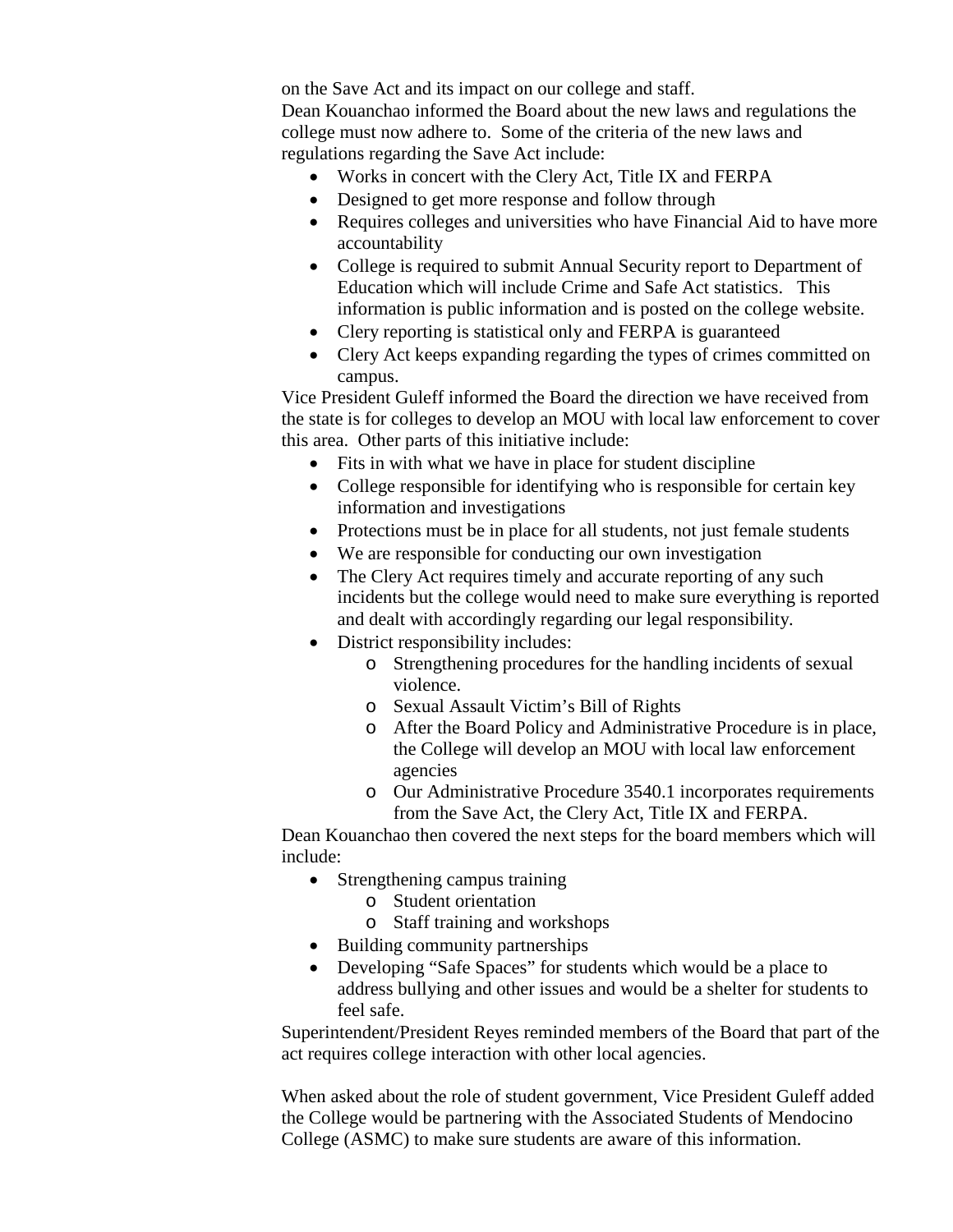on the Save Act and its impact on our college and staff.
Dean Kouanchao informed the Board about the new laws and regulations the college must now adhere to. Some of the criteria of the new laws and regulations regarding the Save Act include:

- Works in concert with the Clery Act, Title IX and FERPA
- Designed to get more response and follow through
- Requires colleges and universities who have Financial Aid to have more accountability
- College is required to submit Annual Security report to Department of Education which will include Crime and Safe Act statistics. This information is public information and is posted on the college website.
- Clery reporting is statistical only and FERPA is guaranteed
- Clery Act keeps expanding regarding the types of crimes committed on campus.

Vice President Guleff informed the Board the direction we have received from the state is for colleges to develop an MOU with local law enforcement to cover this area. Other parts of this initiative include:

- Fits in with what we have in place for student discipline
- College responsible for identifying who is responsible for certain key information and investigations
- Protections must be in place for all students, not just female students
- We are responsible for conducting our own investigation
- The Clery Act requires timely and accurate reporting of any such incidents but the college would need to make sure everything is reported and dealt with accordingly regarding our legal responsibility.
- District responsibility includes:
  - Strengthening procedures for the handling incidents of sexual violence.
  - Sexual Assault Victim's Bill of Rights
  - After the Board Policy and Administrative Procedure is in place, the College will develop an MOU with local law enforcement agencies
  - Our Administrative Procedure 3540.1 incorporates requirements from the Save Act, the Clery Act, Title IX and FERPA.

Dean Kouanchao then covered the next steps for the board members which will include:

- Strengthening campus training
  - Student orientation
  - Staff training and workshops
- Building community partnerships
- Developing "Safe Spaces" for students which would be a place to address bullying and other issues and would be a shelter for students to feel safe.

Superintendent/President Reyes reminded members of the Board that part of the act requires college interaction with other local agencies.

When asked about the role of student government, Vice President Guleff added the College would be partnering with the Associated Students of Mendocino College (ASMC) to make sure students are aware of this information.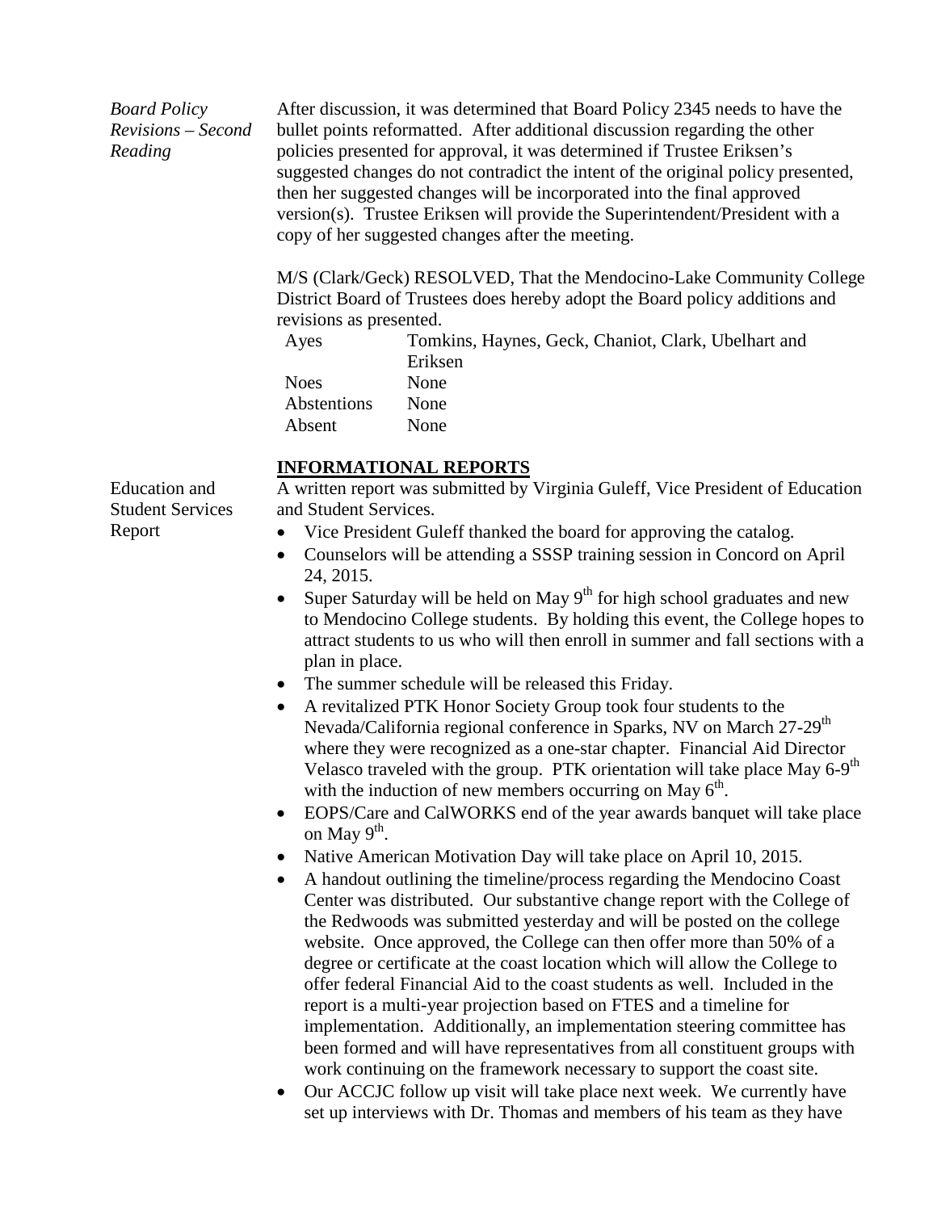*Board Policy Revisions – Second Reading*

After discussion, it was determined that Board Policy 2345 needs to have the bullet points reformatted. After additional discussion regarding the other policies presented for approval, it was determined if Trustee Eriksen's suggested changes do not contradict the intent of the original policy presented, then her suggested changes will be incorporated into the final approved version(s). Trustee Eriksen will provide the Superintendent/President with a copy of her suggested changes after the meeting.

M/S (Clark/Geck) RESOLVED, That the Mendocino-Lake Community College District Board of Trustees does hereby adopt the Board policy additions and revisions as presented.

| | |
|---|---|
| Ayes | Tomkins, Haynes, Geck, Chaniot, Clark, Ubelhart and Eriksen |
| Noes | None |
| Abstentions | None |
| Absent | None |

## INFORMATIONAL REPORTS

Education and Student Services Report

A written report was submitted by Virginia Guleff, Vice President of Education and Student Services.

- Vice President Guleff thanked the board for approving the catalog.
- Counselors will be attending a SSSP training session in Concord on April 24, 2015.
- Super Saturday will be held on May 9th for high school graduates and new to Mendocino College students. By holding this event, the College hopes to attract students to us who will then enroll in summer and fall sections with a plan in place.
- The summer schedule will be released this Friday.
- A revitalized PTK Honor Society Group took four students to the Nevada/California regional conference in Sparks, NV on March 27-29th where they were recognized as a one-star chapter. Financial Aid Director Velasco traveled with the group. PTK orientation will take place May 6-9th with the induction of new members occurring on May 6th.
- EOPS/Care and CalWORKS end of the year awards banquet will take place on May 9th.
- Native American Motivation Day will take place on April 10, 2015.
- A handout outlining the timeline/process regarding the Mendocino Coast Center was distributed. Our substantive change report with the College of the Redwoods was submitted yesterday and will be posted on the college website. Once approved, the College can then offer more than 50% of a degree or certificate at the coast location which will allow the College to offer federal Financial Aid to the coast students as well. Included in the report is a multi-year projection based on FTES and a timeline for implementation. Additionally, an implementation steering committee has been formed and will have representatives from all constituent groups with work continuing on the framework necessary to support the coast site.
- Our ACCJC follow up visit will take place next week. We currently have set up interviews with Dr. Thomas and members of his team as they have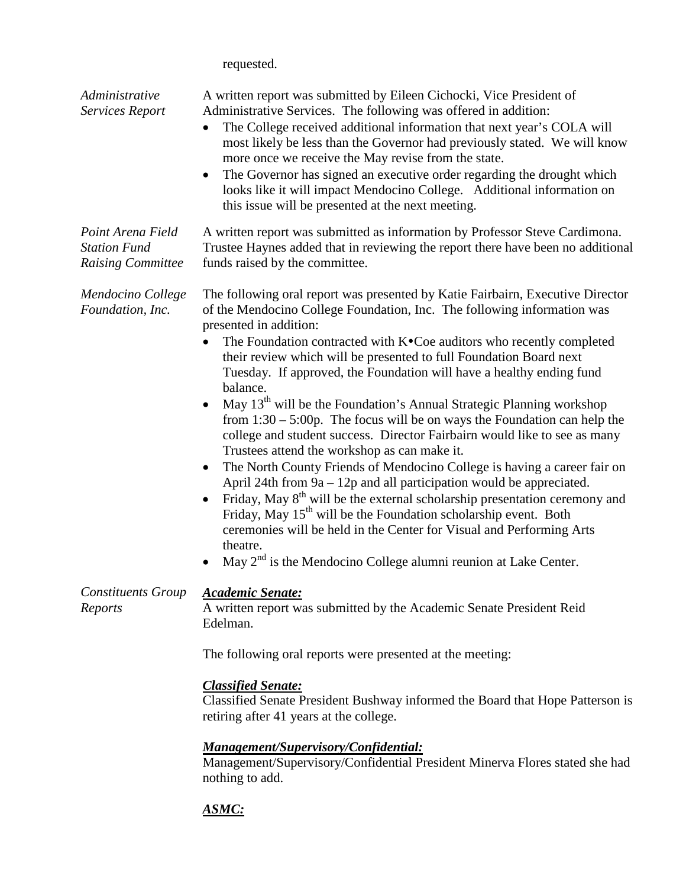requested.

*Administrative Services Report*

A written report was submitted by Eileen Cichocki, Vice President of Administrative Services. The following was offered in addition:

- The College received additional information that next year's COLA will most likely be less than the Governor had previously stated. We will know more once we receive the May revise from the state.
- The Governor has signed an executive order regarding the drought which looks like it will impact Mendocino College. Additional information on this issue will be presented at the next meeting.

*Point Arena Field Station Fund Raising Committee*

A written report was submitted as information by Professor Steve Cardimona. Trustee Haynes added that in reviewing the report there have been no additional funds raised by the committee.

*Mendocino College Foundation, Inc.*

The following oral report was presented by Katie Fairbairn, Executive Director of the Mendocino College Foundation, Inc. The following information was presented in addition:

- The Foundation contracted with K•Coe auditors who recently completed their review which will be presented to full Foundation Board next Tuesday. If approved, the Foundation will have a healthy ending fund balance.
- May 13th will be the Foundation's Annual Strategic Planning workshop from 1:30 – 5:00p. The focus will be on ways the Foundation can help the college and student success. Director Fairbairn would like to see as many Trustees attend the workshop as can make it.
- The North County Friends of Mendocino College is having a career fair on April 24th from 9a – 12p and all participation would be appreciated.
- Friday, May 8th will be the external scholarship presentation ceremony and Friday, May 15th will be the Foundation scholarship event. Both ceremonies will be held in the Center for Visual and Performing Arts theatre.
- May 2nd is the Mendocino College alumni reunion at Lake Center.

*Constituents Group Reports*

***Academic Senate:***

A written report was submitted by the Academic Senate President Reid Edelman.

The following oral reports were presented at the meeting:

***Classified Senate:***

Classified Senate President Bushway informed the Board that Hope Patterson is retiring after 41 years at the college.

***Management/Supervisory/Confidential:***

Management/Supervisory/Confidential President Minerva Flores stated she had nothing to add.

***ASMC:***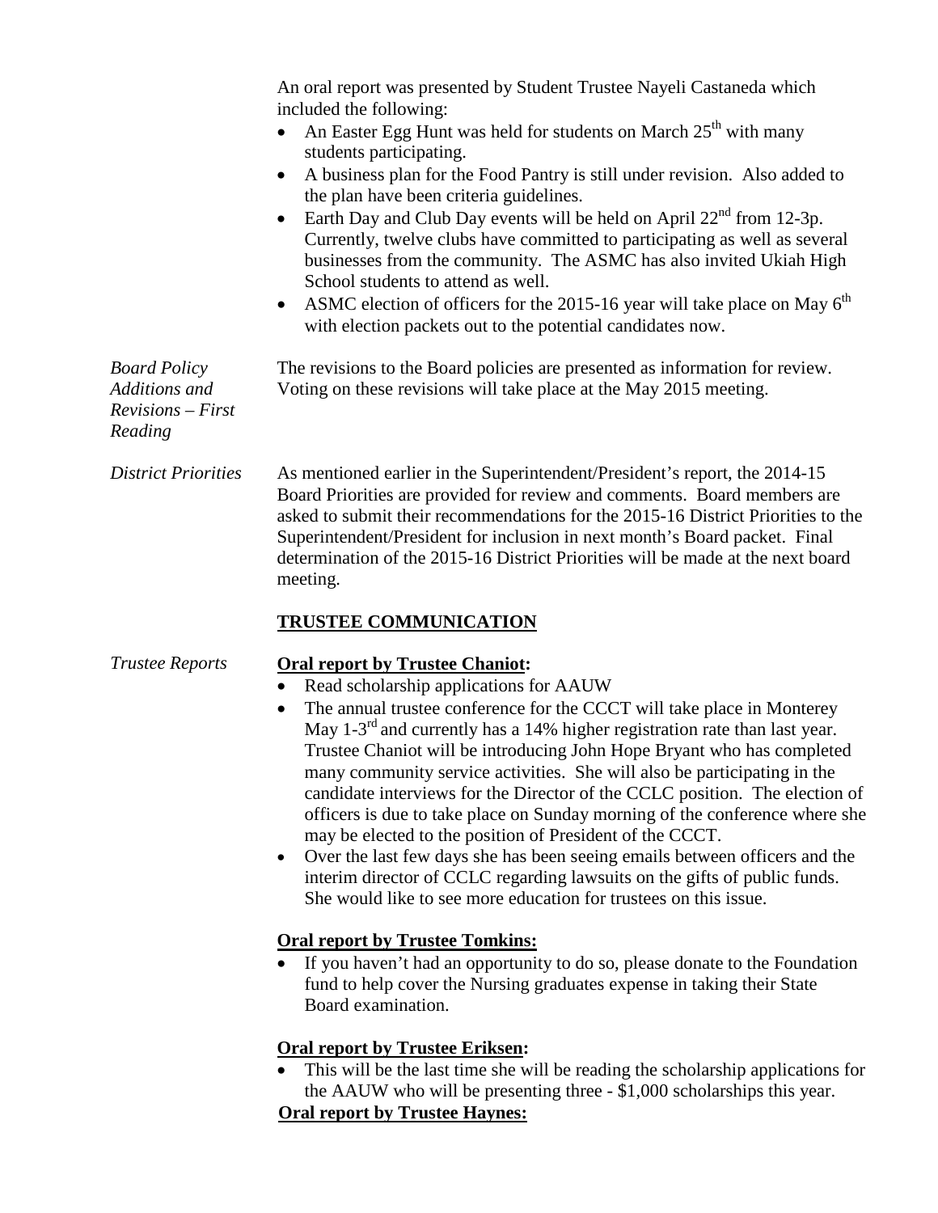An oral report was presented by Student Trustee Nayeli Castaneda which included the following:

- An Easter Egg Hunt was held for students on March 25th with many students participating.
- A business plan for the Food Pantry is still under revision. Also added to the plan have been criteria guidelines.
- Earth Day and Club Day events will be held on April 22nd from 12-3p. Currently, twelve clubs have committed to participating as well as several businesses from the community. The ASMC has also invited Ukiah High School students to attend as well.
- ASMC election of officers for the 2015-16 year will take place on May 6th with election packets out to the potential candidates now.

*Board Policy Additions and Revisions – First Reading*

The revisions to the Board policies are presented as information for review. Voting on these revisions will take place at the May 2015 meeting.

*District Priorities*

As mentioned earlier in the Superintendent/President's report, the 2014-15 Board Priorities are provided for review and comments. Board members are asked to submit their recommendations for the 2015-16 District Priorities to the Superintendent/President for inclusion in next month's Board packet. Final determination of the 2015-16 District Priorities will be made at the next board meeting.

## TRUSTEE COMMUNICATION

*Trustee Reports*

**Oral report by Trustee Chaniot:**

- Read scholarship applications for AAUW
- The annual trustee conference for the CCCT will take place in Monterey May 1-3rd and currently has a 14% higher registration rate than last year. Trustee Chaniot will be introducing John Hope Bryant who has completed many community service activities. She will also be participating in the candidate interviews for the Director of the CCLC position. The election of officers is due to take place on Sunday morning of the conference where she may be elected to the position of President of the CCCT.
- Over the last few days she has been seeing emails between officers and the interim director of CCLC regarding lawsuits on the gifts of public funds. She would like to see more education for trustees on this issue.

**Oral report by Trustee Tomkins:**

- If you haven't had an opportunity to do so, please donate to the Foundation fund to help cover the Nursing graduates expense in taking their State Board examination.

**Oral report by Trustee Eriksen:**

- This will be the last time she will be reading the scholarship applications for the AAUW who will be presenting three - $1,000 scholarships this year.

**Oral report by Trustee Haynes:**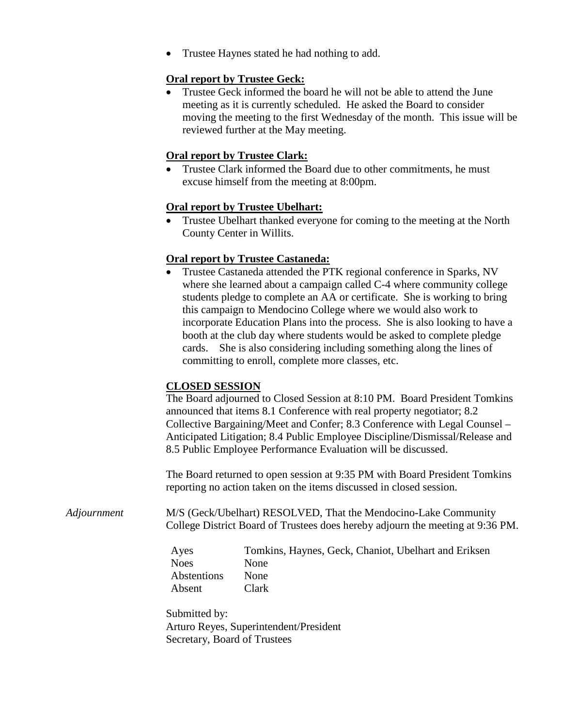- Trustee Haynes stated he had nothing to add.

**Oral report by Trustee Geck:**

- Trustee Geck informed the board he will not be able to attend the June meeting as it is currently scheduled. He asked the Board to consider moving the meeting to the first Wednesday of the month. This issue will be reviewed further at the May meeting.

**Oral report by Trustee Clark:**

- Trustee Clark informed the Board due to other commitments, he must excuse himself from the meeting at 8:00pm.

**Oral report by Trustee Ubelhart:**

- Trustee Ubelhart thanked everyone for coming to the meeting at the North County Center in Willits.

**Oral report by Trustee Castaneda:**

- Trustee Castaneda attended the PTK regional conference in Sparks, NV where she learned about a campaign called C-4 where community college students pledge to complete an AA or certificate. She is working to bring this campaign to Mendocino College where we would also work to incorporate Education Plans into the process. She is also looking to have a booth at the club day where students would be asked to complete pledge cards. She is also considering including something along the lines of committing to enroll, complete more classes, etc.

**CLOSED SESSION**

The Board adjourned to Closed Session at 8:10 PM. Board President Tomkins announced that items 8.1 Conference with real property negotiator; 8.2 Collective Bargaining/Meet and Confer; 8.3 Conference with Legal Counsel – Anticipated Litigation; 8.4 Public Employee Discipline/Dismissal/Release and 8.5 Public Employee Performance Evaluation will be discussed.

The Board returned to open session at 9:35 PM with Board President Tomkins reporting no action taken on the items discussed in closed session.

*Adjournment*

M/S (Geck/Ubelhart) RESOLVED, That the Mendocino-Lake Community College District Board of Trustees does hereby adjourn the meeting at 9:36 PM.

| | |
|---|---|
| Ayes | Tomkins, Haynes, Geck, Chaniot, Ubelhart and Eriksen |
| Noes | None |
| Abstentions | None |
| Absent | Clark |

Submitted by:
Arturo Reyes, Superintendent/President
Secretary, Board of Trustees